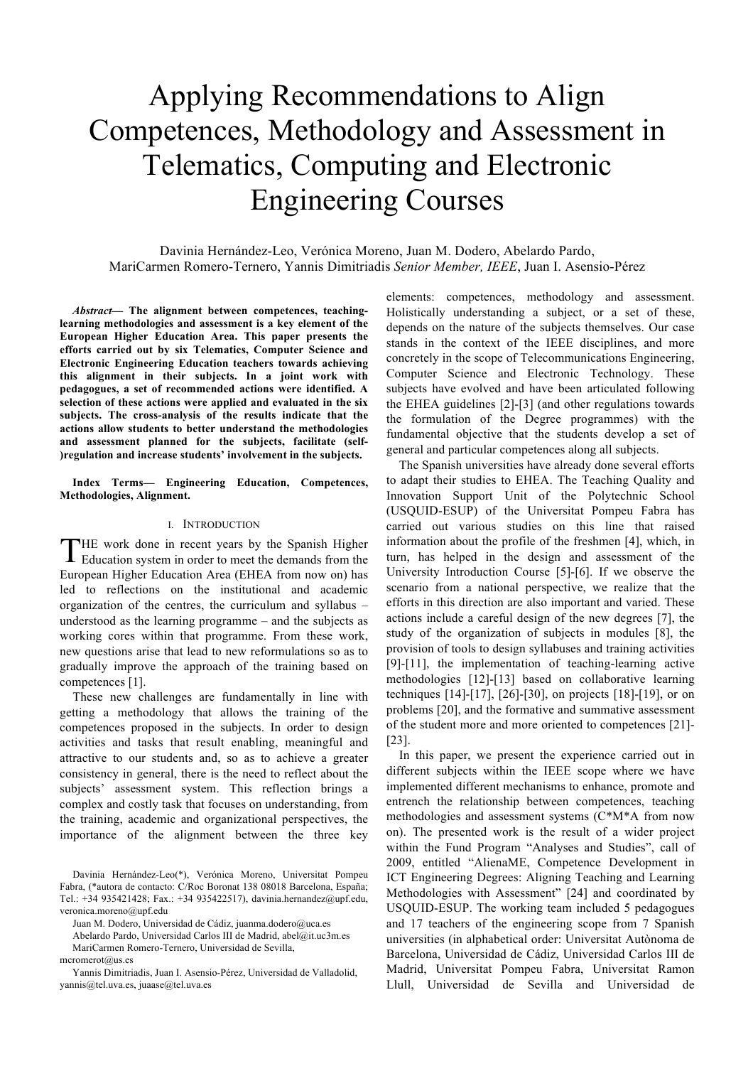# Applying Recommendations to Align Competences, Methodology and Assessment in Telematics, Computing and Electronic Engineering Courses

Davinia Hernández-Leo, Verónica Moreno, Juan M. Dodero, Abelardo Pardo, MariCarmen Romero-Ternero, Yannis Dimitriadis *Senior Member, IEEE*, Juan I. Asensio-Pérez

***Abstract*— The alignment between competences, teaching-learning methodologies and assessment is a key element of the European Higher Education Area. This paper presents the efforts carried out by six Telematics, Computer Science and Electronic Engineering Education teachers towards achieving this alignment in their subjects. In a joint work with pedagogues, a set of recommended actions were identified. A selection of these actions were applied and evaluated in the six subjects. The cross-analysis of the results indicate that the actions allow students to better understand the methodologies and assessment planned for the subjects, facilitate (self-)regulation and increase students' involvement in the subjects.**

**Index Terms— Engineering Education, Competences, Methodologies, Alignment.**

## I. Introduction

THE work done in recent years by the Spanish Higher Education system in order to meet the demands from the European Higher Education Area (EHEA from now on) has led to reflections on the institutional and academic organization of the centres, the curriculum and syllabus – understood as the learning programme – and the subjects as working cores within that programme. From these work, new questions arise that lead to new reformulations so as to gradually improve the approach of the training based on competences [1].

These new challenges are fundamentally in line with getting a methodology that allows the training of the competences proposed in the subjects. In order to design activities and tasks that result enabling, meaningful and attractive to our students and, so as to achieve a greater consistency in general, there is the need to reflect about the subjects' assessment system. This reflection brings a complex and costly task that focuses on understanding, from the training, academic and organizational perspectives, the importance of the alignment between the three key elements: competences, methodology and assessment. Holistically understanding a subject, or a set of these, depends on the nature of the subjects themselves. Our case stands in the context of the IEEE disciplines, and more concretely in the scope of Telecommunications Engineering, Computer Science and Electronic Technology. These subjects have evolved and have been articulated following the EHEA guidelines [2]-[3] (and other regulations towards the formulation of the Degree programmes) with the fundamental objective that the students develop a set of general and particular competences along all subjects.

The Spanish universities have already done several efforts to adapt their studies to EHEA. The Teaching Quality and Innovation Support Unit of the Polytechnic School (USQUID-ESUP) of the Universitat Pompeu Fabra has carried out various studies on this line that raised information about the profile of the freshmen [4], which, in turn, has helped in the design and assessment of the University Introduction Course [5]-[6]. If we observe the scenario from a national perspective, we realize that the efforts in this direction are also important and varied. These actions include a careful design of the new degrees [7], the study of the organization of subjects in modules [8], the provision of tools to design syllabuses and training activities [9]-[11], the implementation of teaching-learning active methodologies [12]-[13] based on collaborative learning techniques [14]-[17], [26]-[30], on projects [18]-[19], or on problems [20], and the formative and summative assessment of the student more and more oriented to competences [21]-[23].

In this paper, we present the experience carried out in different subjects within the IEEE scope where we have implemented different mechanisms to enhance, promote and entrench the relationship between competences, teaching methodologies and assessment systems (C*M*A from now on). The presented work is the result of a wider project within the Fund Program "Analyses and Studies", call of 2009, entitled "AlienaME, Competence Development in ICT Engineering Degrees: Aligning Teaching and Learning Methodologies with Assessment" [24] and coordinated by USQUID-ESUP. The working team included 5 pedagogues and 17 teachers of the engineering scope from 7 Spanish universities (in alphabetical order: Universitat Autònoma de Barcelona, Universidad de Cádiz, Universidad Carlos III de Madrid, Universitat Pompeu Fabra, Universitat Ramon Llull, Universidad de Sevilla and Universidad de

Davinia Hernández-Leo(*), Verónica Moreno, Universitat Pompeu Fabra, (*autora de contacto: C/Roc Boronat 138 08018 Barcelona, España; Tel.: +34 935421428; Fax.: +34 935422517), davinia.hernandez@upf.edu, veronica.moreno@upf.edu

Juan M. Dodero, Universidad de Cádiz, juanma.dodero@uca.es

Abelardo Pardo, Universidad Carlos III de Madrid, abel@it.uc3m.es

MariCarmen Romero-Ternero, Universidad de Sevilla, mcromerot@us.es

Yannis Dimitriadis, Juan I. Asensio-Pérez, Universidad de Valladolid, yannis@tel.uva.es, juaase@tel.uva.es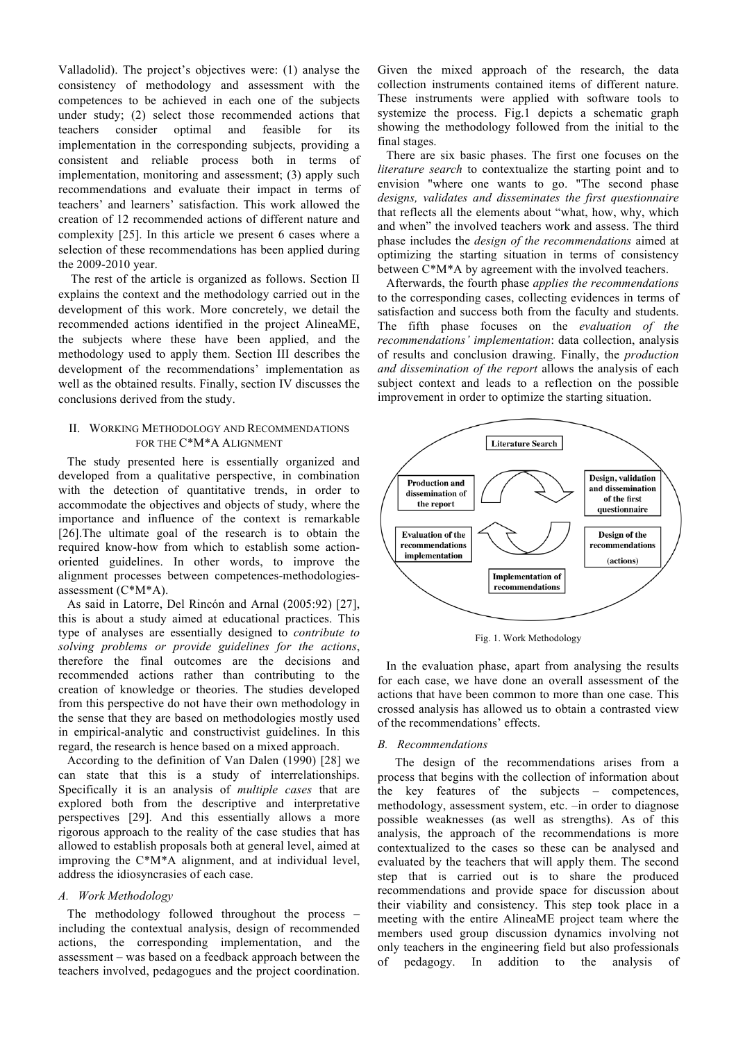Valladolid). The project's objectives were: (1) analyse the consistency of methodology and assessment with the competences to be achieved in each one of the subjects under study; (2) select those recommended actions that teachers consider optimal and feasible for its implementation in the corresponding subjects, providing a consistent and reliable process both in terms of implementation, monitoring and assessment; (3) apply such recommendations and evaluate their impact in terms of teachers' and learners' satisfaction. This work allowed the creation of 12 recommended actions of different nature and complexity [25]. In this article we present 6 cases where a selection of these recommendations has been applied during the 2009-2010 year.

The rest of the article is organized as follows. Section II explains the context and the methodology carried out in the development of this work. More concretely, we detail the recommended actions identified in the project AlineaME, the subjects where these have been applied, and the methodology used to apply them. Section III describes the development of the recommendations' implementation as well as the obtained results. Finally, section IV discusses the conclusions derived from the study.

## II. Working Methodology and Recommendations for the C*M*A Alignment

The study presented here is essentially organized and developed from a qualitative perspective, in combination with the detection of quantitative trends, in order to accommodate the objectives and objects of study, where the importance and influence of the context is remarkable [26].The ultimate goal of the research is to obtain the required know-how from which to establish some action-oriented guidelines. In other words, to improve the alignment processes between competences-methodologies-assessment (C*M*A).

As said in Latorre, Del Rincón and Arnal (2005:92) [27], this is about a study aimed at educational practices. This type of analyses are essentially designed to *contribute to solving problems or provide guidelines for the actions*, therefore the final outcomes are the decisions and recommended actions rather than contributing to the creation of knowledge or theories. The studies developed from this perspective do not have their own methodology in the sense that they are based on methodologies mostly used in empirical-analytic and constructivist guidelines. In this regard, the research is hence based on a mixed approach.

According to the definition of Van Dalen (1990) [28] we can state that this is a study of interrelationships. Specifically it is an analysis of *multiple cases* that are explored both from the descriptive and interpretative perspectives [29]. And this essentially allows a more rigorous approach to the reality of the case studies that has allowed to establish proposals both at general level, aimed at improving the C*M*A alignment, and at individual level, address the idiosyncrasies of each case.

### A. Work Methodology

The methodology followed throughout the process – including the contextual analysis, design of recommended actions, the corresponding implementation, and the assessment – was based on a feedback approach between the teachers involved, pedagogues and the project coordination. Given the mixed approach of the research, the data collection instruments contained items of different nature. These instruments were applied with software tools to systemize the process. Fig.1 depicts a schematic graph showing the methodology followed from the initial to the final stages.

There are six basic phases. The first one focuses on the *literature search* to contextualize the starting point and to envision "where one wants to go. "The second phase *designs, validates and disseminates the first questionnaire* that reflects all the elements about "what, how, why, which and when" the involved teachers work and assess. The third phase includes the *design of the recommendations* aimed at optimizing the starting situation in terms of consistency between C*M*A by agreement with the involved teachers.

Afterwards, the fourth phase *applies the recommendations* to the corresponding cases, collecting evidences in terms of satisfaction and success both from the faculty and students. The fifth phase focuses on the *evaluation of the recommendations' implementation*: data collection, analysis of results and conclusion drawing. Finally, the *production and dissemination of the report* allows the analysis of each subject context and leads to a reflection on the possible improvement in order to optimize the starting situation.

Literature Search

Design, validation and dissemination of the first questionnaire

Design of the recommendations (actions)

Implementation of recommendations

Evaluation of the recommendations implementation

Production and dissemination of the report

Fig. 1. Work Methodology

In the evaluation phase, apart from analysing the results for each case, we have done an overall assessment of the actions that have been common to more than one case. This crossed analysis has allowed us to obtain a contrasted view of the recommendations' effects.

### B. Recommendations

The design of the recommendations arises from a process that begins with the collection of information about the key features of the subjects – competences, methodology, assessment system, etc. –in order to diagnose possible weaknesses (as well as strengths). As of this analysis, the approach of the recommendations is more contextualized to the cases so these can be analysed and evaluated by the teachers that will apply them. The second step that is carried out is to share the produced recommendations and provide space for discussion about their viability and consistency. This step took place in a meeting with the entire AlineaME project team where the members used group discussion dynamics involving not only teachers in the engineering field but also professionals of pedagogy. In addition to the analysis of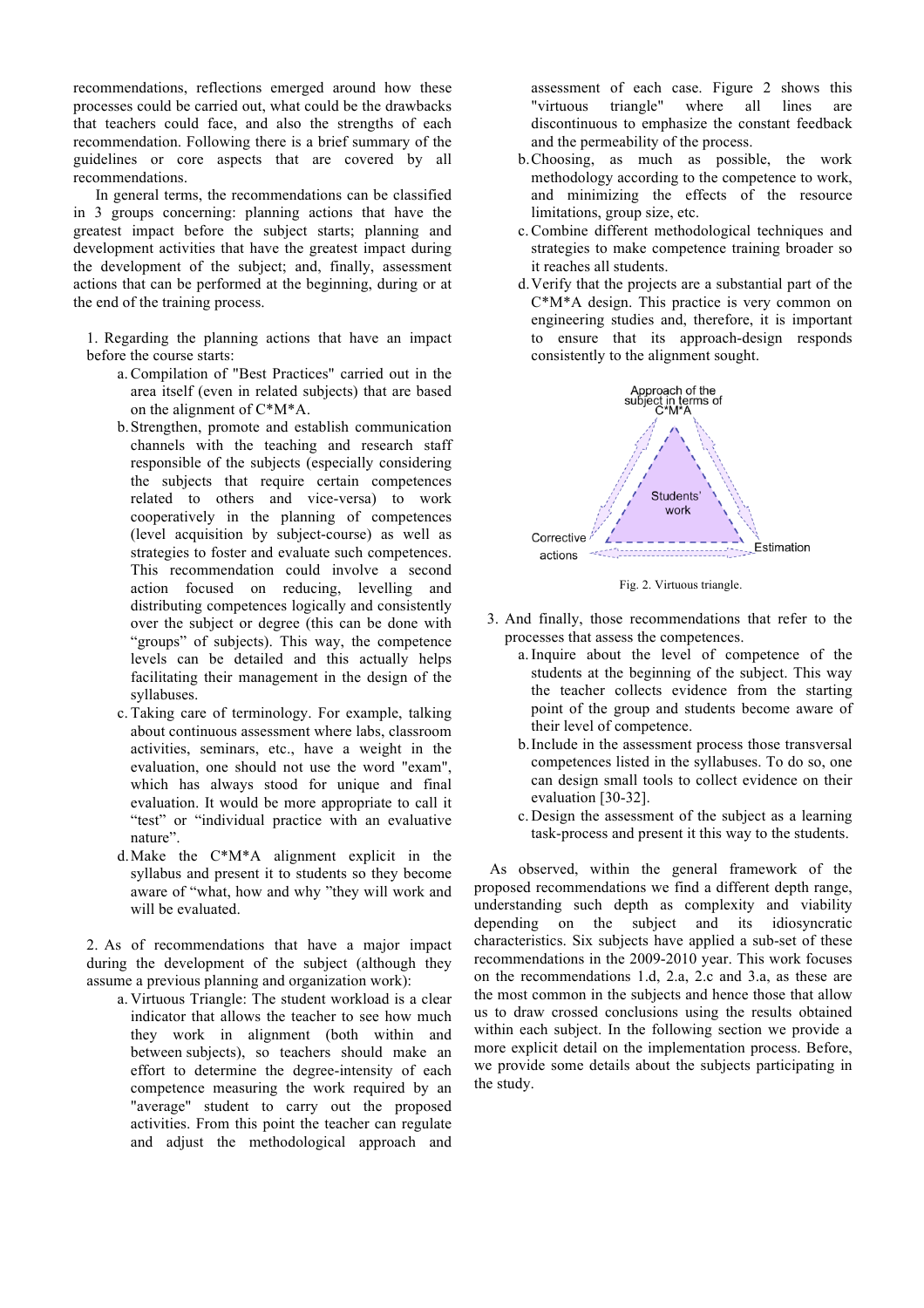recommendations, reflections emerged around how these processes could be carried out, what could be the drawbacks that teachers could face, and also the strengths of each recommendation. Following there is a brief summary of the guidelines or core aspects that are covered by all recommendations.

In general terms, the recommendations can be classified in 3 groups concerning: planning actions that have the greatest impact before the subject starts; planning and development activities that have the greatest impact during the development of the subject; and, finally, assessment actions that can be performed at the beginning, during or at the end of the training process.

1. Regarding the planning actions that have an impact before the course starts:
   a. Compilation of "Best Practices" carried out in the area itself (even in related subjects) that are based on the alignment of C*M*A.
   b. Strengthen, promote and establish communication channels with the teaching and research staff responsible of the subjects (especially considering the subjects that require certain competences related to others and vice-versa) to work cooperatively in the planning of competences (level acquisition by subject-course) as well as strategies to foster and evaluate such competences. This recommendation could involve a second action focused on reducing, levelling and distributing competences logically and consistently over the subject or degree (this can be done with "groups" of subjects). This way, the competence levels can be detailed and this actually helps facilitating their management in the design of the syllabuses.
   c. Taking care of terminology. For example, talking about continuous assessment where labs, classroom activities, seminars, etc., have a weight in the evaluation, one should not use the word "exam", which has always stood for unique and final evaluation. It would be more appropriate to call it "test" or "individual practice with an evaluative nature".
   d. Make the C*M*A alignment explicit in the syllabus and present it to students so they become aware of "what, how and why "they will work and will be evaluated.

2. As of recommendations that have a major impact during the development of the subject (although they assume a previous planning and organization work):
   a. Virtuous Triangle: The student workload is a clear indicator that allows the teacher to see how much they work in alignment (both within and between subjects), so teachers should make an effort to determine the degree-intensity of each competence measuring the work required by an "average" student to carry out the proposed activities. From this point the teacher can regulate and adjust the methodological approach and assessment of each case. Figure 2 shows this "virtuous triangle" where all lines are discontinuous to emphasize the constant feedback and the permeability of the process.
   b. Choosing, as much as possible, the work methodology according to the competence to work, and minimizing the effects of the resource limitations, group size, etc.
   c. Combine different methodological techniques and strategies to make competence training broader so it reaches all students.
   d. Verify that the projects are a substantial part of the C*M*A design. This practice is very common on engineering studies and, therefore, it is important to ensure that its approach-design responds consistently to the alignment sought.

Approach of the subject in terms of C*M*A

Students' work

Corrective actions

Estimation

Fig. 2. Virtuous triangle.

3. And finally, those recommendations that refer to the processes that assess the competences.
   a. Inquire about the level of competence of the students at the beginning of the subject. This way the teacher collects evidence from the starting point of the group and students become aware of their level of competence.
   b. Include in the assessment process those transversal competences listed in the syllabuses. To do so, one can design small tools to collect evidence on their evaluation [30-32].
   c. Design the assessment of the subject as a learning task-process and present it this way to the students.

As observed, within the general framework of the proposed recommendations we find a different depth range, understanding such depth as complexity and viability depending on the subject and its idiosyncratic characteristics. Six subjects have applied a sub-set of these recommendations in the 2009-2010 year. This work focuses on the recommendations 1.d, 2.a, 2.c and 3.a, as these are the most common in the subjects and hence those that allow us to draw crossed conclusions using the results obtained within each subject. In the following section we provide a more explicit detail on the implementation process. Before, we provide some details about the subjects participating in the study.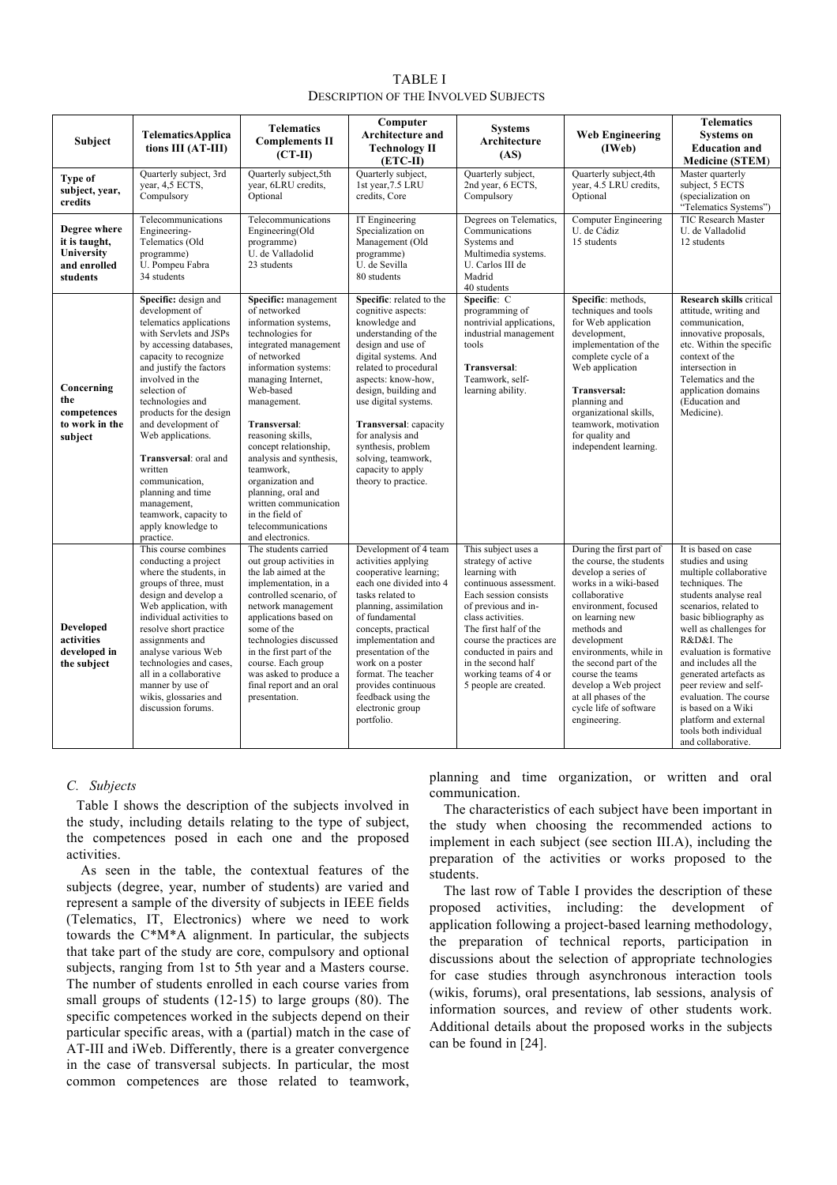TABLE I
DESCRIPTION OF THE INVOLVED SUBJECTS

| Subject | TelematicsApplications III (AT-III) | Telematics Complements II (CT-II) | Computer Architecture and Technology II (ETC-II) | Systems Architecture (AS) | Web Engineering (IWeb) | Telematics Systems on Education and Medicine (STEM) |
|---|---|---|---|---|---|---|
| **Type of subject, year, credits** | Quarterly subject, 3rd year, 4,5 ECTS, Compulsory | Quarterly subject,5th year, 6LRU credits, Optional | Quarterly subject, 1st year,7.5 LRU credits, Core | Quarterly subject, 2nd year, 6 ECTS, Compulsory | Quarterly subject,4th year, 4.5 LRU credits, Optional | Master quarterly subject, 5 ECTS (specialization on "Telematics Systems") |
| **Degree where it is taught, University and enrolled students** | Telecommunications Engineering-Telematics (Old programme) U. Pompeu Fabra 34 students | Telecommunications Engineering(Old programme) U. de Valladolid 23 students | IT Engineering Specialization on Management (Old programme) U. de Sevilla 80 students | Degrees on Telematics, Communications Systems and Multimedia systems. U. Carlos III de Madrid 40 students | Computer Engineering U. de Cádiz 15 students | TIC Research Master U. de Valladolid 12 students |
| **Concerning the competences to work in the subject** | **Specific:** design and development of telematics applications with Servlets and JSPs by accessing databases, capacity to recognize and justify the factors involved in the selection of technologies and products for the design and development of Web applications. **Transversal**: oral and written communication, planning and time management, teamwork, capacity to apply knowledge to practice. | **Specific:** management of networked information systems, technologies for integrated management of networked information systems: managing Internet, Web-based management. **Transversal**: reasoning skills, concept relationship, analysis and synthesis, teamwork, organization and planning, oral and written communication in the field of telecommunications and electronics. | **Specific**: related to the cognitive aspects: knowledge and understanding of the design and use of digital systems. And related to procedural aspects: know-how, design, building and use digital systems. **Transversal**: capacity for analysis and synthesis, problem solving, teamwork, capacity to apply theory to practice. | **Specific**: C programming of nontrivial applications, industrial management tools **Transversal**: Teamwork, self-learning ability. | **Specific**: methods, techniques and tools for Web application development, implementation of the complete cycle of a Web application **Transversal:** planning and organizational skills, teamwork, motivation for quality and independent learning. | **Research skills** critical attitude, writing and communication, innovative proposals, etc. Within the specific context of the intersection in Telematics and the application domains (Education and Medicine). |
| **Developed activities developed in the subject** | This course combines conducting a project where the students, in groups of three, must design and develop a Web application, with individual activities to resolve short practice assignments and analyse various Web technologies and cases, all in a collaborative manner by use of wikis, glossaries and discussion forums. | The students carried out group activities in the lab aimed at the implementation, in a controlled scenario, of network management applications based on some of the technologies discussed in the first part of the course. Each group was asked to produce a final report and an oral presentation. | Development of 4 team activities applying cooperative learning; each one divided into 4 tasks related to planning, assimilation of fundamental concepts, practical implementation and presentation of the work on a poster format. The teacher provides continuous feedback using the electronic group portfolio. | This subject uses a strategy of active learning with continuous assessment. Each session consists of previous and in-class activities. The first half of the course the practices are conducted in pairs and in the second half working teams of 4 or 5 people are created. | During the first part of the course, the students develop a series of works in a wiki-based collaborative environment, focused on learning new methods and development environments, while in the second part of the course the teams develop a Web project at all phases of the cycle life of software engineering. | It is based on case studies and using multiple collaborative techniques. The students analyse real scenarios, related to basic bibliography as well as challenges for R&D&I. The evaluation is formative and includes all the generated artefacts as peer review and self-evaluation. The course is based on a Wiki platform and external tools both individual and collaborative. |

### *C. Subjects*

Table I shows the description of the subjects involved in the study, including details relating to the type of subject, the competences posed in each one and the proposed activities.

As seen in the table, the contextual features of the subjects (degree, year, number of students) are varied and represent a sample of the diversity of subjects in IEEE fields (Telematics, IT, Electronics) where we need to work towards the C*M*A alignment. In particular, the subjects that take part of the study are core, compulsory and optional subjects, ranging from 1st to 5th year and a Masters course. The number of students enrolled in each course varies from small groups of students (12-15) to large groups (80). The specific competences worked in the subjects depend on their particular specific areas, with a (partial) match in the case of AT-III and iWeb. Differently, there is a greater convergence in the case of transversal subjects. In particular, the most common competences are those related to teamwork, planning and time organization, or written and oral communication.

The characteristics of each subject have been important in the study when choosing the recommended actions to implement in each subject (see section III.A), including the preparation of the activities or works proposed to the students.

The last row of Table I provides the description of these proposed activities, including: the development of application following a project-based learning methodology, the preparation of technical reports, participation in discussions about the selection of appropriate technologies for case studies through asynchronous interaction tools (wikis, forums), oral presentations, lab sessions, analysis of information sources, and review of other students work. Additional details about the proposed works in the subjects can be found in [24].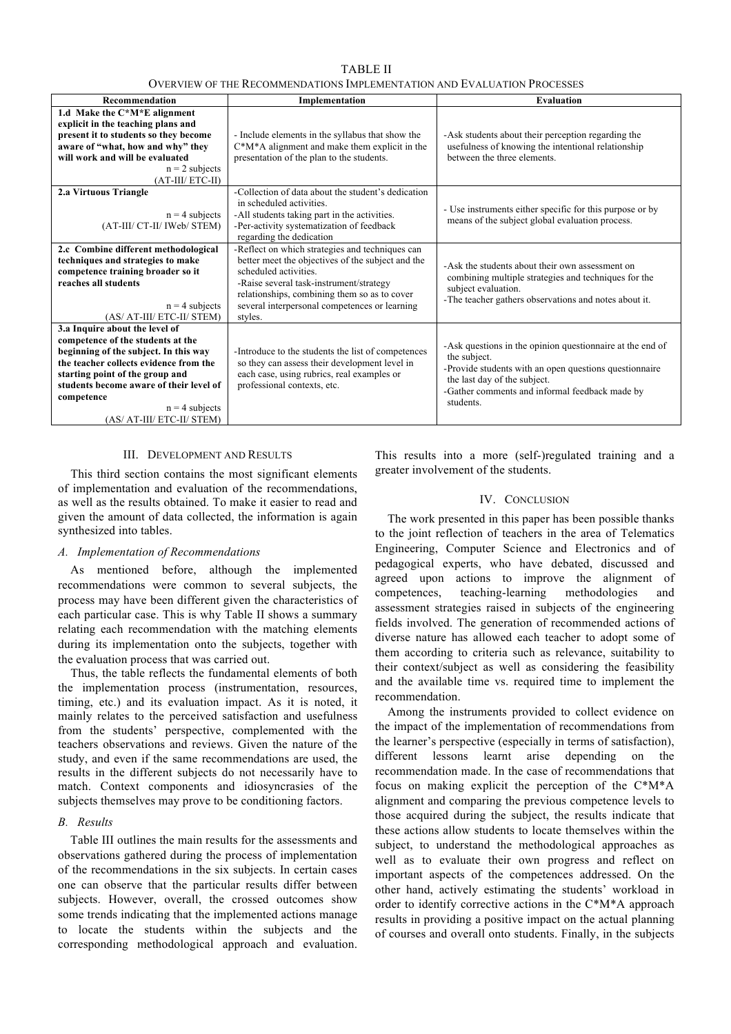TABLE II
OVERVIEW OF THE RECOMMENDATIONS IMPLEMENTATION AND EVALUATION PROCESSES

| Recommendation | Implementation | Evaluation |
|---|---|---|
| **1.d Make the C*M*E alignment explicit in the teaching plans and present it to students so they become aware of "what, how and why" they will work and will be evaluated** n = 2 subjects (AT-III/ ETC-II) | - Include elements in the syllabus that show the C*M*A alignment and make them explicit in the presentation of the plan to the students. | -Ask students about their perception regarding the usefulness of knowing the intentional relationship between the three elements. |
| **2.a Virtuous Triangle** n = 4 subjects (AT-III/ CT-II/ IWeb/ STEM) | -Collection of data about the student's dedication in scheduled activities. -All students taking part in the activities. -Per-activity systematization of feedback regarding the dedication | - Use instruments either specific for this purpose or by means of the subject global evaluation process. |
| **2.c Combine different methodological techniques and strategies to make competence training broader so it reaches all students** n = 4 subjects (AS/ AT-III/ ETC-II/ STEM) | -Reflect on which strategies and techniques can better meet the objectives of the subject and the scheduled activities. -Raise several task-instrument/strategy relationships, combining them so as to cover several interpersonal competences or learning styles. | -Ask the students about their own assessment on combining multiple strategies and techniques for the subject evaluation. -The teacher gathers observations and notes about it. |
| **3.a Inquire about the level of competence of the students at the beginning of the subject. In this way the teacher collects evidence from the starting point of the group and students become aware of their level of competence** n = 4 subjects (AS/ AT-III/ ETC-II/ STEM) | -Introduce to the students the list of competences so they can assess their development level in each case, using rubrics, real examples or professional contexts, etc. | -Ask questions in the opinion questionnaire at the end of the subject. -Provide students with an open questions questionnaire the last day of the subject. -Gather comments and informal feedback made by students. |

## III. Development and Results

This third section contains the most significant elements of implementation and evaluation of the recommendations, as well as the results obtained. To make it easier to read and given the amount of data collected, the information is again synthesized into tables.

### *A. Implementation of Recommendations*

As mentioned before, although the implemented recommendations were common to several subjects, the process may have been different given the characteristics of each particular case. This is why Table II shows a summary relating each recommendation with the matching elements during its implementation onto the subjects, together with the evaluation process that was carried out.

Thus, the table reflects the fundamental elements of both the implementation process (instrumentation, resources, timing, etc.) and its evaluation impact. As it is noted, it mainly relates to the perceived satisfaction and usefulness from the students' perspective, complemented with the teachers observations and reviews. Given the nature of the study, and even if the same recommendations are used, the results in the different subjects do not necessarily have to match. Context components and idiosyncrasies of the subjects themselves may prove to be conditioning factors.

### *B. Results*

Table III outlines the main results for the assessments and observations gathered during the process of implementation of the recommendations in the six subjects. In certain cases one can observe that the particular results differ between subjects. However, overall, the crossed outcomes show some trends indicating that the implemented actions manage to locate the students within the subjects and the corresponding methodological approach and evaluation. This results into a more (self-)regulated training and a greater involvement of the students.

## IV. Conclusion

The work presented in this paper has been possible thanks to the joint reflection of teachers in the area of Telematics Engineering, Computer Science and Electronics and of pedagogical experts, who have debated, discussed and agreed upon actions to improve the alignment of competences, teaching-learning methodologies and assessment strategies raised in subjects of the engineering fields involved. The generation of recommended actions of diverse nature has allowed each teacher to adopt some of them according to criteria such as relevance, suitability to their context/subject as well as considering the feasibility and the available time vs. required time to implement the recommendation.

Among the instruments provided to collect evidence on the impact of the implementation of recommendations from the learner's perspective (especially in terms of satisfaction), different lessons learnt arise depending on the recommendation made. In the case of recommendations that focus on making explicit the perception of the C*M*A alignment and comparing the previous competence levels to those acquired during the subject, the results indicate that these actions allow students to locate themselves within the subject, to understand the methodological approaches as well as to evaluate their own progress and reflect on important aspects of the competences addressed. On the other hand, actively estimating the students' workload in order to identify corrective actions in the C*M*A approach results in providing a positive impact on the actual planning of courses and overall onto students. Finally, in the subjects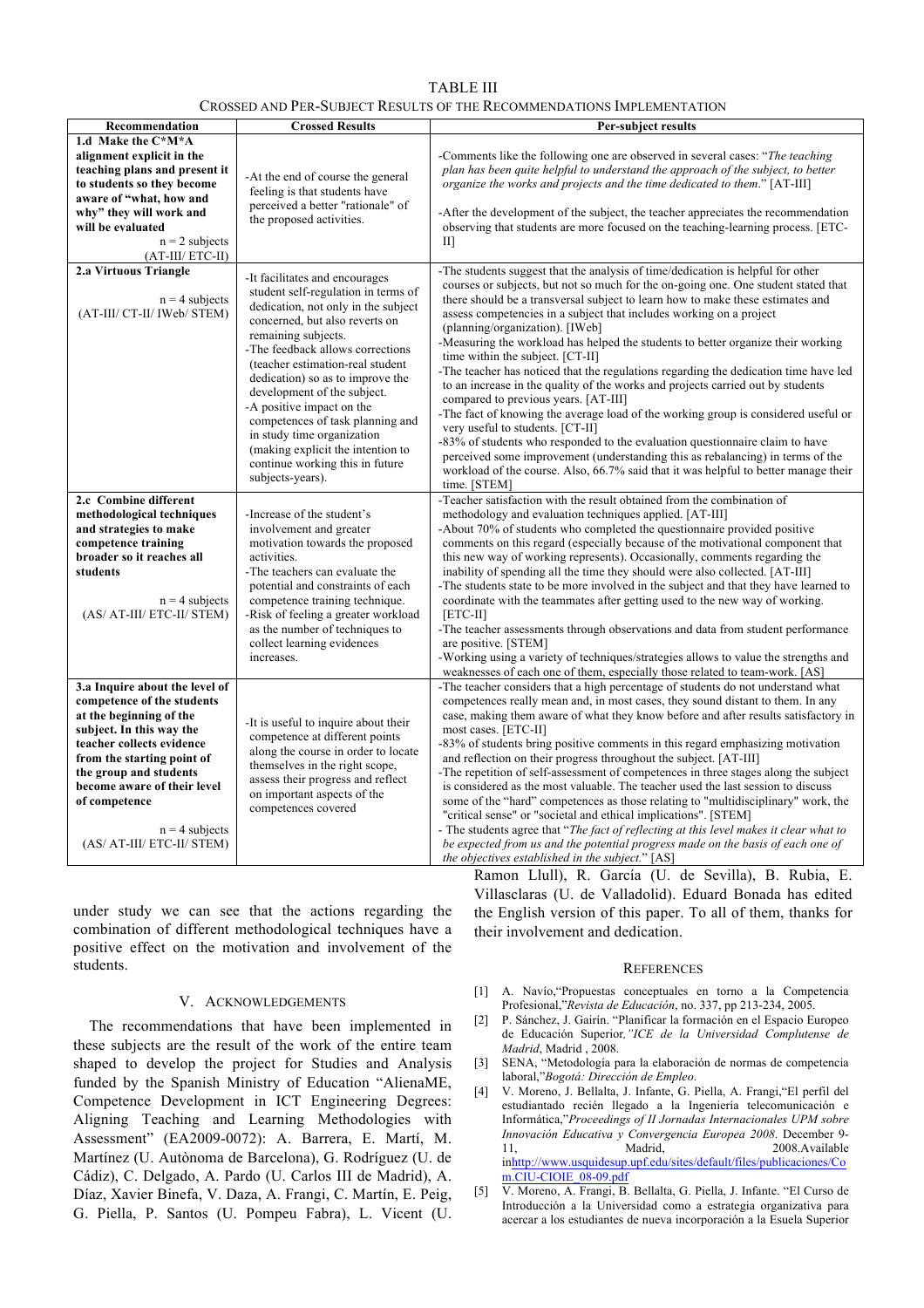TABLE III
CROSSED AND PER-SUBJECT RESULTS OF THE RECOMMENDATIONS IMPLEMENTATION

| Recommendation | Crossed Results | Per-subject results |
|---|---|---|
| **1.d Make the C\*M\*A alignment explicit in the teaching plans and present it to students so they become aware of "what, how and why" they will work and will be evaluated** n = 2 subjects (AT-III/ ETC-II) | -At the end of course the general feeling is that students have perceived a better "rationale" of the proposed activities. | -Comments like the following one are observed in several cases: "*The teaching plan has been quite helpful to understand the approach of the subject, to better organize the works and projects and the time dedicated to them.*" [AT-III] -After the development of the subject, the teacher appreciates the recommendation observing that students are more focused on the teaching-learning process. [ETC-II] |
| **2.a Virtuous Triangle** n = 4 subjects (AT-III/ CT-II/ IWeb/ STEM) | -It facilitates and encourages student self-regulation in terms of dedication, not only in the subject concerned, but also reverts on remaining subjects. -The feedback allows corrections (teacher estimation-real student dedication) so as to improve the development of the subject. -A positive impact on the competences of task planning and in study time organization (making explicit the intention to continue working this in future subjects-years). | -The students suggest that the analysis of time/dedication is helpful for other courses or subjects, but not so much for the on-going one. One student stated that there should be a transversal subject to learn how to make these estimates and assess competencies in a subject that includes working on a project (planning/organization). [IWeb] -Measuring the workload has helped the students to better organize their working time within the subject. [CT-II] -The teacher has noticed that the regulations regarding the dedication time have led to an increase in the quality of the works and projects carried out by students compared to previous years. [AT-III] -The fact of knowing the average load of the working group is considered useful or very useful to students. [CT-II] -83% of students who responded to the evaluation questionnaire claim to have perceived some improvement (understanding this as rebalancing) in terms of the workload of the course. Also, 66.7% said that it was helpful to better manage their time. [STEM] |
| **2.c Combine different methodological techniques and strategies to make competence training broader so it reaches all students** n = 4 subjects (AS/ AT-III/ ETC-II/ STEM) | -Increase of the student's involvement and greater motivation towards the proposed activities. -The teachers can evaluate the potential and constraints of each competence training technique. -Risk of feeling a greater workload as the number of techniques to collect learning evidences increases. | -Teacher satisfaction with the result obtained from the combination of methodology and evaluation techniques applied. [AT-III] -About 70% of students who completed the questionnaire provided positive comments on this regard (especially because of the motivational component that this new way of working represents). Occasionally, comments regarding the inability of spending all the time they should were also collected. [AT-III] -The students state to be more involved in the subject and that they have learned to coordinate with the teammates after getting used to the new way of working. [ETC-II] -The teacher assessments through observations and data from student performance are positive. [STEM] -Working using a variety of techniques/strategies allows to value the strengths and weaknesses of each one of them, especially those related to team-work. [AS] |
| **3.a Inquire about the level of competence of the students at the beginning of the subject. In this way the teacher collects evidence from the starting point of the group and students become aware of their level of competence** n = 4 subjects (AS/ AT-III/ ETC-II/ STEM) | -It is useful to inquire about their competence at different points along the course in order to locate themselves in the right scope, assess their progress and reflect on important aspects of the competences covered | -The teacher considers that a high percentage of students do not understand what competences really mean and, in most cases, they sound distant to them. In any case, making them aware of what they know before and after results satisfactory in most cases. [ETC-II] -83% of students bring positive comments in this regard emphasizing motivation and reflection on their progress throughout the subject. [AT-III] -The repetition of self-assessment of competences in three stages along the subject is considered as the most valuable. The teacher used the last session to discuss some of the "hard" competences as those relating to "multidisciplinary" work, the "critical sense" or "societal and ethical implications". [STEM] - The students agree that "*The fact of reflecting at this level makes it clear what to be expected from us and the potential progress made on the basis of each one of the objectives established in the subject.*" [AS] |

under study we can see that the actions regarding the combination of different methodological techniques have a positive effect on the motivation and involvement of the students.

## V. ACKNOWLEDGEMENTS

The recommendations that have been implemented in these subjects are the result of the work of the entire team shaped to develop the project for Studies and Analysis funded by the Spanish Ministry of Education "AlienaME, Competence Development in ICT Engineering Degrees: Aligning Teaching and Learning Methodologies with Assessment" (EA2009-0072): A. Barrera, E. Martí, M. Martínez (U. Autònoma de Barcelona), G. Rodríguez (U. de Cádiz), C. Delgado, A. Pardo (U. Carlos III de Madrid), A. Díaz, Xavier Binefa, V. Daza, A. Frangi, C. Martín, E. Peig, G. Piella, P. Santos (U. Pompeu Fabra), L. Vicent (U. Ramon Llull), R. García (U. de Sevilla), B. Rubia, E. Villasclaras (U. de Valladolid). Eduard Bonada has edited the English version of this paper. To all of them, thanks for their involvement and dedication.

## REFERENCES

[1] A. Navío,"Propuestas conceptuales en torno a la Competencia Profesional,"*Revista de Educación*, no. 337, pp 213-234, 2005.

[2] P. Sánchez, J. Gairín. "Planificar la formación en el Espacio Europeo de Educación Superior,*"ICE de la Universidad Complutense de Madrid*, Madrid , 2008.

[3] SENA, "Metodología para la elaboración de normas de competencia laboral,"*Bogotá: Dirección de Empleo*.

[4] V. Moreno, J. Bellalta, J. Infante, G. Piella, A. Frangi,"El perfil del estudiantado recién llegado a la Ingeniería telecomunicación e Informática,"*Proceedings of II Jornadas Internacionales UPM sobre Innovación Educativa y Convergencia Europea 2008*. December 9-11, Madrid, 2008.Available inhttp://www.usquidesup.upf.edu/sites/default/files/publicaciones/Com.CIU-CIOIE_08-09.pdf

[5] V. Moreno, A. Frangi, B. Bellalta, G. Piella, J. Infante. "El Curso de Introducción a la Universidad como a estrategia organizativa para acercar a los estudiantes de nueva incorporación a la Esuela Superior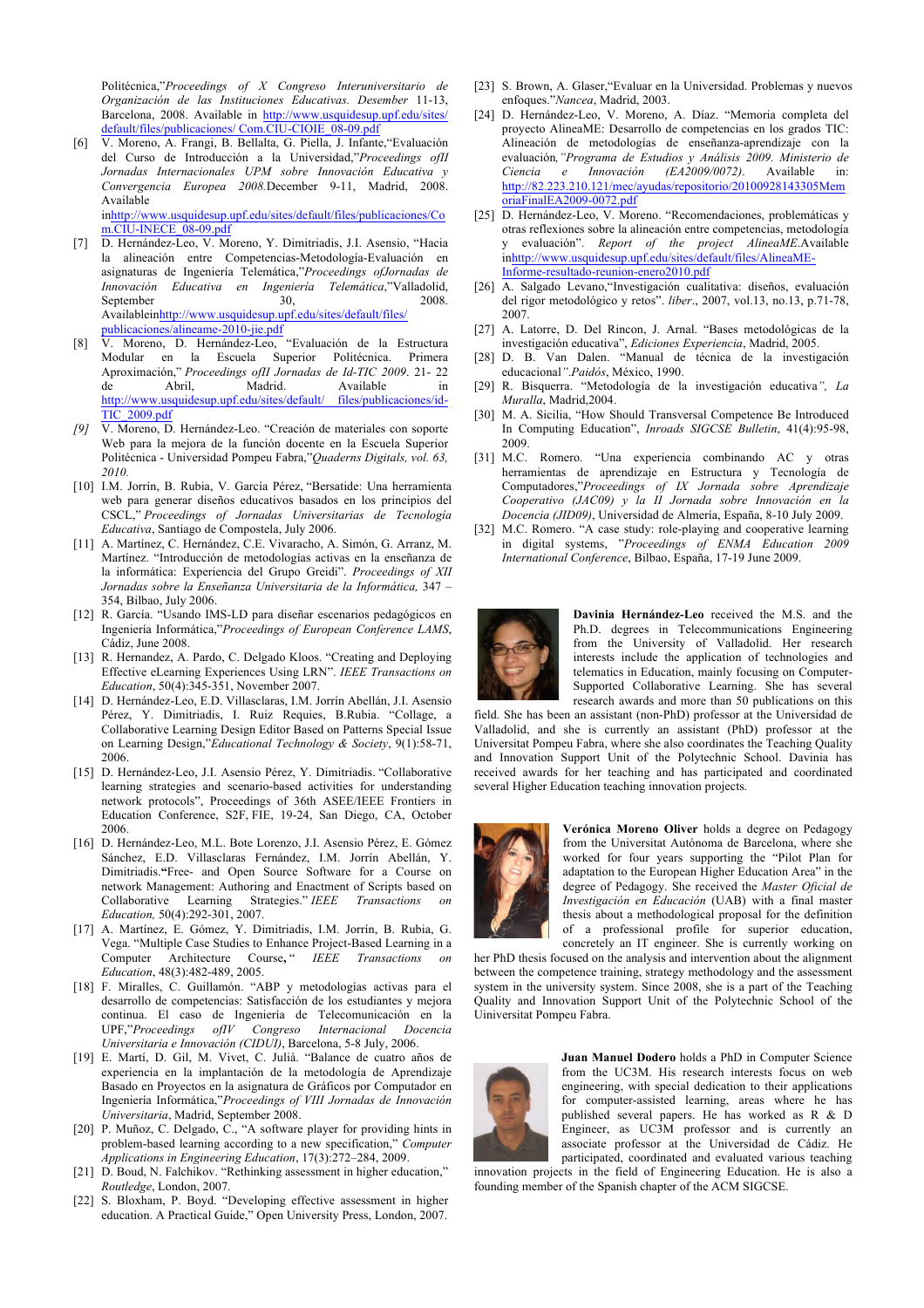Politécnica,"*Proceedings of X Congreso Interuniversitario de Organización de las Instituciones Educativas. Desember* 11-13, Barcelona, 2008. Available in http://www.usquidesup.upf.edu/sites/default/files/publicaciones/ Com.CIU-CIOIE_08-09.pdf

[6] V. Moreno, A. Frangi, B. Bellalta, G. Piella, J. Infante,"Evaluación del Curso de Introducción a la Universidad,"*Proceedings ofII Jornadas Internacionales UPM sobre Innovación Educativa y Convergencia Europea 2008.*December 9-11, Madrid, 2008. Available inhttp://www.usquidesup.upf.edu/sites/default/files/publicaciones/Com.CIU-INECE_08-09.pdf

[7] D. Hernández-Leo, V. Moreno, Y. Dimitriadis, J.I. Asensio, "Hacia la alineación entre Competencias-Metodología-Evaluación en asignaturas de Ingeniería Telemática,"*Proceedings ofJornadas de Innovación Educativa en Ingeniería Telemática*,"Valladolid, September 30, 2008. Availableinhttp://www.usquidesup.upf.edu/sites/default/files/publicaciones/alineame-2010-jie.pdf

[8] V. Moreno, D. Hernández-Leo, "Evaluación de la Estructura Modular en la Escuela Superior Politécnica. Primera Aproximación," *Proceedings ofII Jornadas de Id-TIC 2009*. 21- 22 de Abril, Madrid. Available in http://www.usquidesup.upf.edu/sites/default/ files/publicaciones/id-TIC_2009.pdf

*[9]* V. Moreno, D. Hernández-Leo. "Creación de materiales con soporte Web para la mejora de la función docente en la Escuela Superior Politécnica - Universidad Pompeu Fabra,"*Quaderns Digitals, vol. 63, 2010.*

[10] I.M. Jorrín, B. Rubia, V. García Pérez, "Bersatide: Una herramienta web para generar diseños educativos basados en los principios del CSCL," *Proceedings of Jornadas Universitarias de Tecnología Educativa*, Santiago de Compostela, July 2006.

[11] A. Martínez, C. Hernández, C.E. Vivaracho, A. Simón, G. Arranz, M. Martínez. "Introducción de metodologías activas en la enseñanza de la informática: Experiencia del Grupo Greidi". *Proceedings of XII Jornadas sobre la Enseñanza Universitaria de la Informática,* 347 – 354, Bilbao, July 2006.

[12] R. García. "Usando IMS-LD para diseñar escenarios pedagógicos en Ingeniería Informática,"*Proceedings of European Conference LAMS*, Cádiz, June 2008.

[13] R. Hernandez, A. Pardo, C. Delgado Kloos. "Creating and Deploying Effective eLearning Experiences Using LRN". *IEEE Transactions on Education*, 50(4):345-351, November 2007.

[14] D. Hernández-Leo, E.D. Villasclaras, I.M. Jorrín Abellán, J.I. Asensio Pérez, Y. Dimitriadis, I. Ruiz Requies, B.Rubia. "Collage, a Collaborative Learning Design Editor Based on Patterns Special Issue on Learning Design,"*Educational Technology & Society*, 9(1):58-71, 2006.

[15] D. Hernández-Leo, J.I. Asensio Pérez, Y. Dimitriadis. "Collaborative learning strategies and scenario-based activities for understanding network protocols", Proceedings of 36th ASEE/IEEE Frontiers in Education Conference, S2F, FIE, 19-24, San Diego, CA, October 2006.

[16] D. Hernández-Leo, M.L. Bote Lorenzo, J.I. Asensio Pérez, E. Gómez Sánchez, E.D. Villasclaras Fernández, I.M. Jorrín Abellán, Y. Dimitriadis."Free- and Open Source Software for a Course on network Management: Authoring and Enactment of Scripts based on Collaborative Learning Strategies." *IEEE Transactions on Education,* 50(4):292-301, 2007.

[17] A. Martínez, E. Gómez, Y. Dimitriadis, I.M. Jorrín, B. Rubia, G. Vega. "Multiple Case Studies to Enhance Project-Based Learning in a Computer Architecture Course," *IEEE Transactions on Education*, 48(3):482-489, 2005.

[18] F. Miralles, C. Guillamón. "ABP y metodologías activas para el desarrollo de competencias: Satisfacción de los estudiantes y mejora continua. El caso de Ingeniería de Telecomunicación en la UPF,"*Proceedings ofIV Congreso Internacional Docencia Universitaria e Innovación (CIDUI)*, Barcelona, 5-8 July, 2006.

[19] E. Martí, D. Gil, M. Vivet, C. Julià. "Balance de cuatro años de experiencia en la implantación de la metodología de Aprendizaje Basado en Proyectos en la asignatura de Gráficos por Computador en Ingeniería Informática,"*Proceedings of VIII Jornadas de Innovación Universitaria*, Madrid, September 2008.

[20] P. Muñoz, C. Delgado, C., "A software player for providing hints in problem-based learning according to a new specification," *Computer Applications in Engineering Education*, 17(3):272–284, 2009.

[21] D. Boud, N. Falchikov. "Rethinking assessment in higher education," *Routledge*, London, 2007.

[22] S. Bloxham, P. Boyd. "Developing effective assessment in higher education. A Practical Guide," Open University Press, London, 2007.

[23] S. Brown, A. Glaser,"Evaluar en la Universidad. Problemas y nuevos enfoques."*Nancea*, Madrid, 2003.

[24] D. Hernández-Leo, V. Moreno, A. Díaz. "Memoria completa del proyecto AlineaME: Desarrollo de competencias en los grados TIC: Alineación de metodologías de enseñanza-aprendizaje con la evaluación*,"Programa de Estudios y Análisis 2009. Ministerio de Ciencia e Innovación (EA2009/0072)*. Available in: http://82.223.210.121/mec/ayudas/repositorio/20100928143305MemoriaFinalEA2009-0072.pdf

[25] D. Hernández-Leo, V. Moreno. "Recomendaciones, problemáticas y otras reflexiones sobre la alineación entre competencias, metodología y evaluación". *Report of the project AlineME*.Available inhttp://www.usquidesup.upf.edu/sites/default/files/AlineaME-Informe-resultado-reunion-enero2010.pdf

[26] A. Salgado Levano,"Investigación cualitativa: diseños, evaluación del rigor metodológico y retos". *liber*., 2007, vol.13, no.13, p.71-78, 2007.

[27] A. Latorre, D. Del Rincon, J. Arnal. "Bases metodológicas de la investigación educativa", *Ediciones Experiencia*, Madrid, 2005.

[28] D. B. Van Dalen. "Manual de técnica de la investigación educacional*".Paidós*, México, 1990.

[29] R. Bisquerra. "Metodología de la investigación educativa*", La Muralla*, Madrid,2004.

[30] M. A. Sicilia, "How Should Transversal Competence Be Introduced In Computing Education", *Inroads SIGCSE Bulletin*, 41(4):95-98, 2009.

[31] M.C. Romero. "Una experiencia combinando AC y otras herramientas de aprendizaje en Estructura y Tecnología de Computadores,"*Proceedings of IX Jornada sobre Aprendizaje Cooperativo (JAC09) y la II Jornada sobre Innovación en la Docencia (JID09)*, Universidad de Almería, España, 8-10 July 2009.

[32] M.C. Romero. "A case study: role-playing and cooperative learning in digital systems, "*Proceedings of ENMA Education 2009 International Conference*, Bilbao, España, 17-19 June 2009.

**Davinia Hernández-Leo** received the M.S. and the Ph.D. degrees in Telecommunications Engineering from the University of Valladolid. Her research interests include the application of technologies and telematics in Education, mainly focusing on Computer-Supported Collaborative Learning. She has several research awards and more than 50 publications on this field. She has been an assistant (non-PhD) professor at the Universidad de Valladolid, and she is currently an assistant (PhD) professor at the Universitat Pompeu Fabra, where she also coordinates the Teaching Quality and Innovation Support Unit of the Polytechnic School. Davinia has received awards for her teaching and has participated and coordinated several Higher Education teaching innovation projects.

**Verónica Moreno Oliver** holds a degree on Pedagogy from the Universitat Autónoma de Barcelona, where she worked for four years supporting the "Pilot Plan for adaptation to the European Higher Education Area" in the degree of Pedagogy. She received the *Master Oficial de Investigación en Educación* (UAB) with a final master thesis about a methodological proposal for the definition of a professional profile for superior education, concretely an IT engineer. She is currently working on her PhD thesis focused on the analysis and intervention about the alignment between the competence training, strategy methodology and the assessment system in the university system. Since 2008, she is a part of the Teaching Quality and Innovation Support Unit of the Polytechnic School of the Universitat Pompeu Fabra.

**Juan Manuel Dodero** holds a PhD in Computer Science from the UC3M. His research interests focus on web engineering, with special dedication to their applications for computer-assisted learning, areas where he has published several papers. He has worked as R & D Engineer, as UC3M professor and is currently an associate professor at the Universidad de Cádiz. He participated, coordinated and evaluated various teaching innovation projects in the field of Engineering Education. He is also a founding member of the Spanish chapter of the ACM SIGCSE.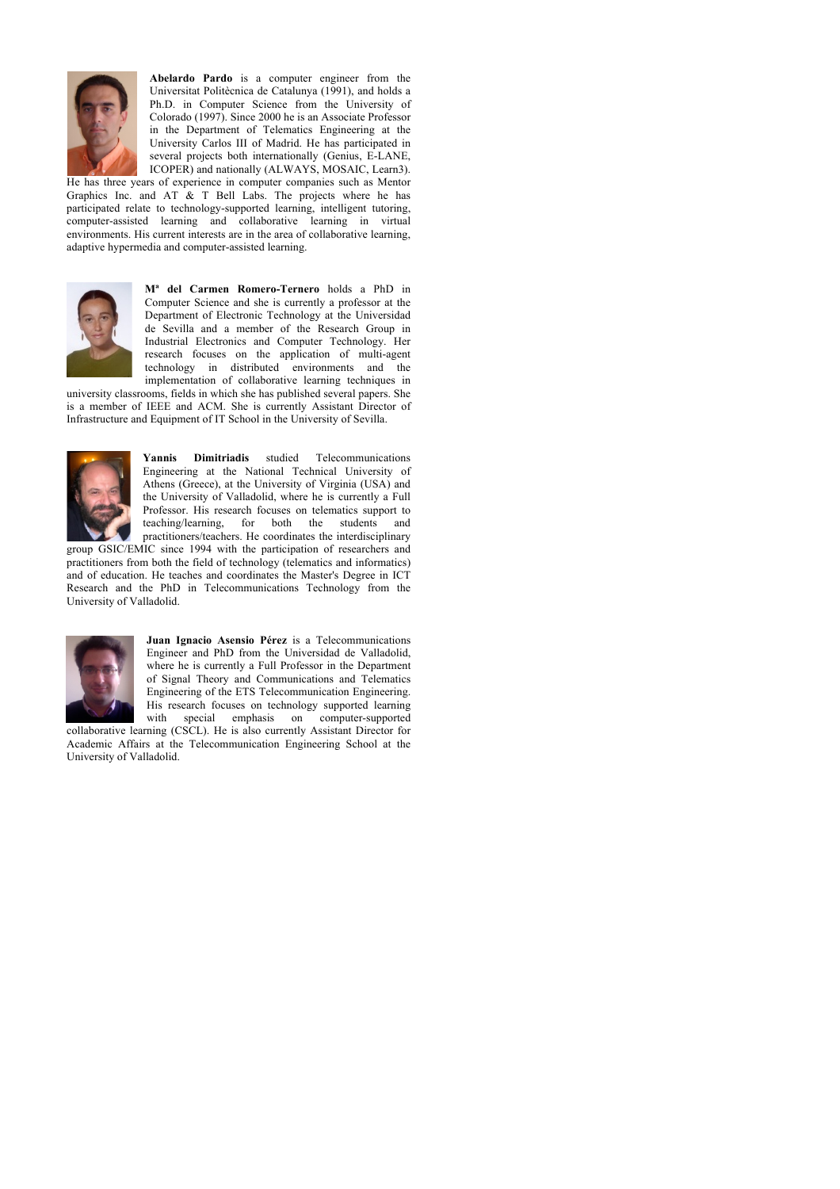**Abelardo Pardo** is a computer engineer from the Universitat Politècnica de Catalunya (1991), and holds a Ph.D. in Computer Science from the University of Colorado (1997). Since 2000 he is an Associate Professor in the Department of Telematics Engineering at the University Carlos III of Madrid. He has participated in several projects both internationally (Genius, E-LANE, ICOPER) and nationally (ALWAYS, MOSAIC, Learn3). He has three years of experience in computer companies such as Mentor Graphics Inc. and AT & T Bell Labs. The projects where he has participated relate to technology-supported learning, intelligent tutoring, computer-assisted learning and collaborative learning in virtual environments. His current interests are in the area of collaborative learning, adaptive hypermedia and computer-assisted learning.

**Mª del Carmen Romero-Ternero** holds a PhD in Computer Science and she is currently a professor at the Department of Electronic Technology at the Universidad de Sevilla and a member of the Research Group in Industrial Electronics and Computer Technology. Her research focuses on the application of multi-agent technology in distributed environments and the implementation of collaborative learning techniques in university classrooms, fields in which she has published several papers. She is a member of IEEE and ACM. She is currently Assistant Director of Infrastructure and Equipment of IT School in the University of Sevilla.

**Yannis Dimitriadis** studied Telecommunications Engineering at the National Technical University of Athens (Greece), at the University of Virginia (USA) and the University of Valladolid, where he is currently a Full Professor. His research focuses on telematics support to teaching/learning, for both the students and practitioners/teachers. He coordinates the interdisciplinary group GSIC/EMIC since 1994 with the participation of researchers and practitioners from both the field of technology (telematics and informatics) and of education. He teaches and coordinates the Master's Degree in ICT Research and the PhD in Telecommunications Technology from the University of Valladolid.

**Juan Ignacio Asensio Pérez** is a Telecommunications Engineer and PhD from the Universidad de Valladolid, where he is currently a Full Professor in the Department of Signal Theory and Communications and Telematics Engineering of the ETS Telecommunication Engineering. His research focuses on technology supported learning with special emphasis on computer-supported collaborative learning (CSCL). He is also currently Assistant Director for Academic Affairs at the Telecommunication Engineering School at the University of Valladolid.